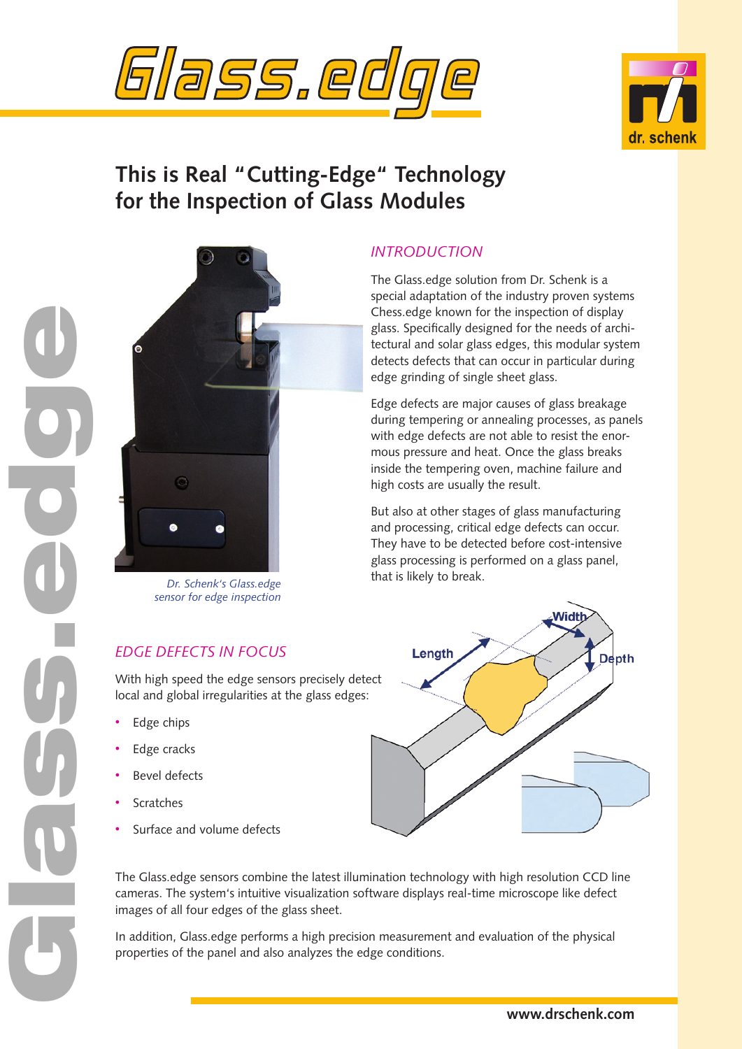# Glass.edge

## This is Real "Cutting-Edge" Technology for the Inspection of Glass Modules

*Dr. Schenk's Glass.edge sensor for edge inspection*

### *INTRODUCTION*

The Glass.edge solution from Dr. Schenk is a special adaptation of the industry proven systems Chess.edge known for the inspection of display glass. Specifically designed for the needs of architectural and solar glass edges, this modular system detects defects that can occur in particular during edge grinding of single sheet glass.

Edge defects are major causes of glass breakage during tempering or annealing processes, as panels with edge defects are not able to resist the enormous pressure and heat. Once the glass breaks inside the tempering oven, machine failure and high costs are usually the result.

But also at other stages of glass manufacturing and processing, critical edge defects can occur. They have to be detected before cost-intensive glass processing is performed on a glass panel, that is likely to break.

### *EDGE DEFECTS IN FOCUS*

With high speed the edge sensors precisely detect local and global irregularities at the glass edges:

- Edge chips
- Edge cracks
- Bevel defects
- Scratches
- Surface and volume defects

Length Width Depth

The Glass.edge sensors combine the latest illumination technology with high resolution CCD line cameras. The system's intuitive visualization software displays real-time microscope like defect images of all four edges of the glass sheet.

In addition, Glass.edge performs a high precision measurement and evaluation of the physical properties of the panel and also analyzes the edge conditions.

www.drschenk.com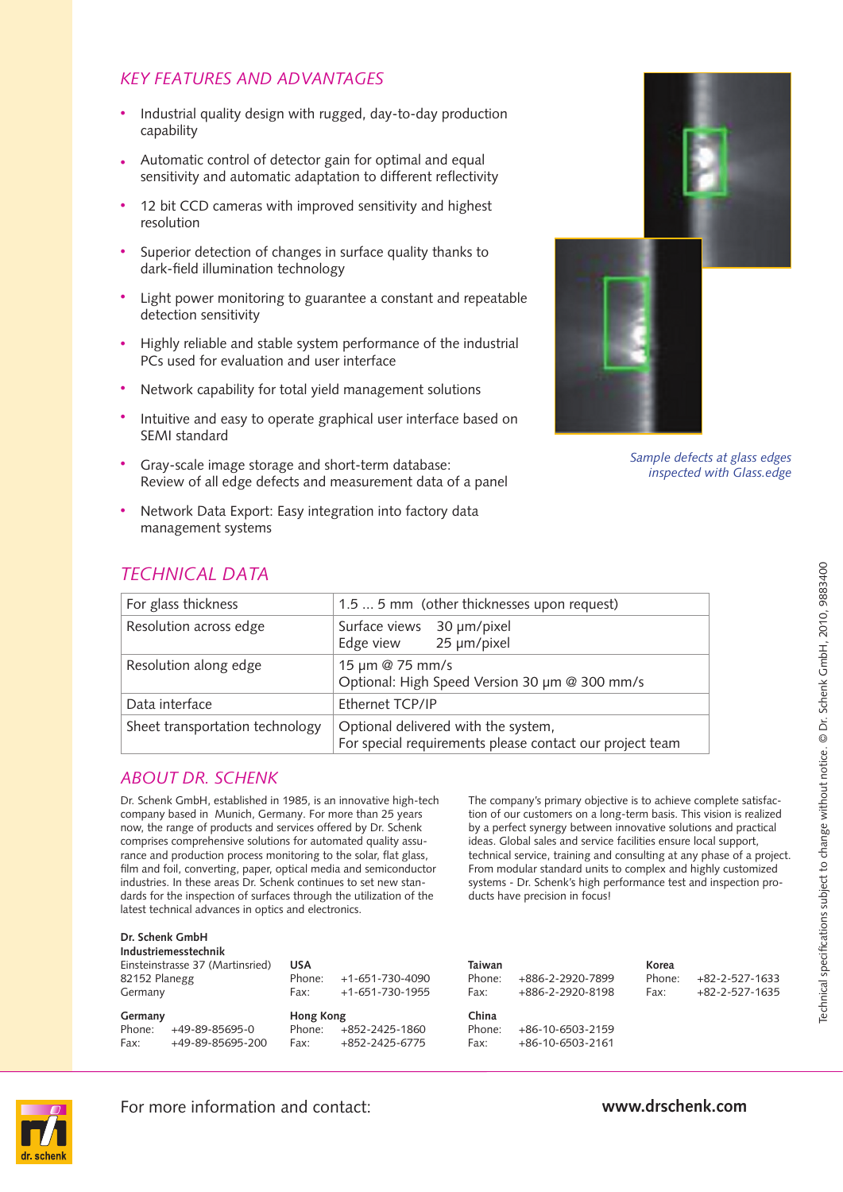## KEY FEATURES AND ADVANTAGES

- Industrial quality design with rugged, day-to-day production capability
- Automatic control of detector gain for optimal and equal sensitivity and automatic adaptation to different reflectivity
- 12 bit CCD cameras with improved sensitivity and highest resolution
- Superior detection of changes in surface quality thanks to dark-field illumination technology
- Light power monitoring to guarantee a constant and repeatable detection sensitivity
- Highly reliable and stable system performance of the industrial PCs used for evaluation and user interface
- Network capability for total yield management solutions
- Intuitive and easy to operate graphical user interface based on SEMI standard
- Gray-scale image storage and short-term database: Review of all edge defects and measurement data of a panel
- Network Data Export: Easy integration into factory data management systems

*Sample defects at glass edges inspected with Glass.edge*

## TECHNICAL DATA

| | |
|---|---|
| For glass thickness | 1.5 ... 5 mm (other thicknesses upon request) |
| Resolution across edge | Surface views 30 µm/pixel<br>Edge view 25 µm/pixel |
| Resolution along edge | 15 µm @ 75 mm/s<br>Optional: High Speed Version 30 µm @ 300 mm/s |
| Data interface | Ethernet TCP/IP |
| Sheet transportation technology | Optional delivered with the system,<br>For special requirements please contact our project team |

## ABOUT DR. SCHENK

Dr. Schenk GmbH, established in 1985, is an innovative high-tech company based in Munich, Germany. For more than 25 years now, the range of products and services offered by Dr. Schenk comprises comprehensive solutions for automated quality assurance and production process monitoring to the solar, flat glass, film and foil, converting, paper, optical media and semiconductor industries. In these areas Dr. Schenk continues to set new standards for the inspection of surfaces through the utilization of the latest technical advances in optics and electronics.

The company's primary objective is to achieve complete satisfaction of our customers on a long-term basis. This vision is realized by a perfect synergy between innovative solutions and practical ideas. Global sales and service facilities ensure local support, technical service, training and consulting at any phase of a project. From modular standard units to complex and highly customized systems - Dr. Schenk's high performance test and inspection products have precision in focus!

**Dr. Schenk GmbH**
**Industriemesstechnik**
Einsteinstrasse 37 (Martinsried)
82152 Planegg
Germany

**Germany**
Phone: +49-89-85695-0
Fax: +49-89-85695-200

**USA**
Phone: +1-651-730-4090
Fax: +1-651-730-1955

**Hong Kong**
Phone: +852-2425-1860
Fax: +852-2425-6775

**Taiwan**
Phone: +886-2-2920-7899
Fax: +886-2-2920-8198

**China**
Phone: +86-10-6503-2159
Fax: +86-10-6503-2161

**Korea**
Phone: +82-2-527-1633
Fax: +82-2-527-1635

Technical specifications subject to change without notice. © Dr. Schenk GmbH, 2010, 9883400

For more information and contact: **www.drschenk.com**

dr. schenk